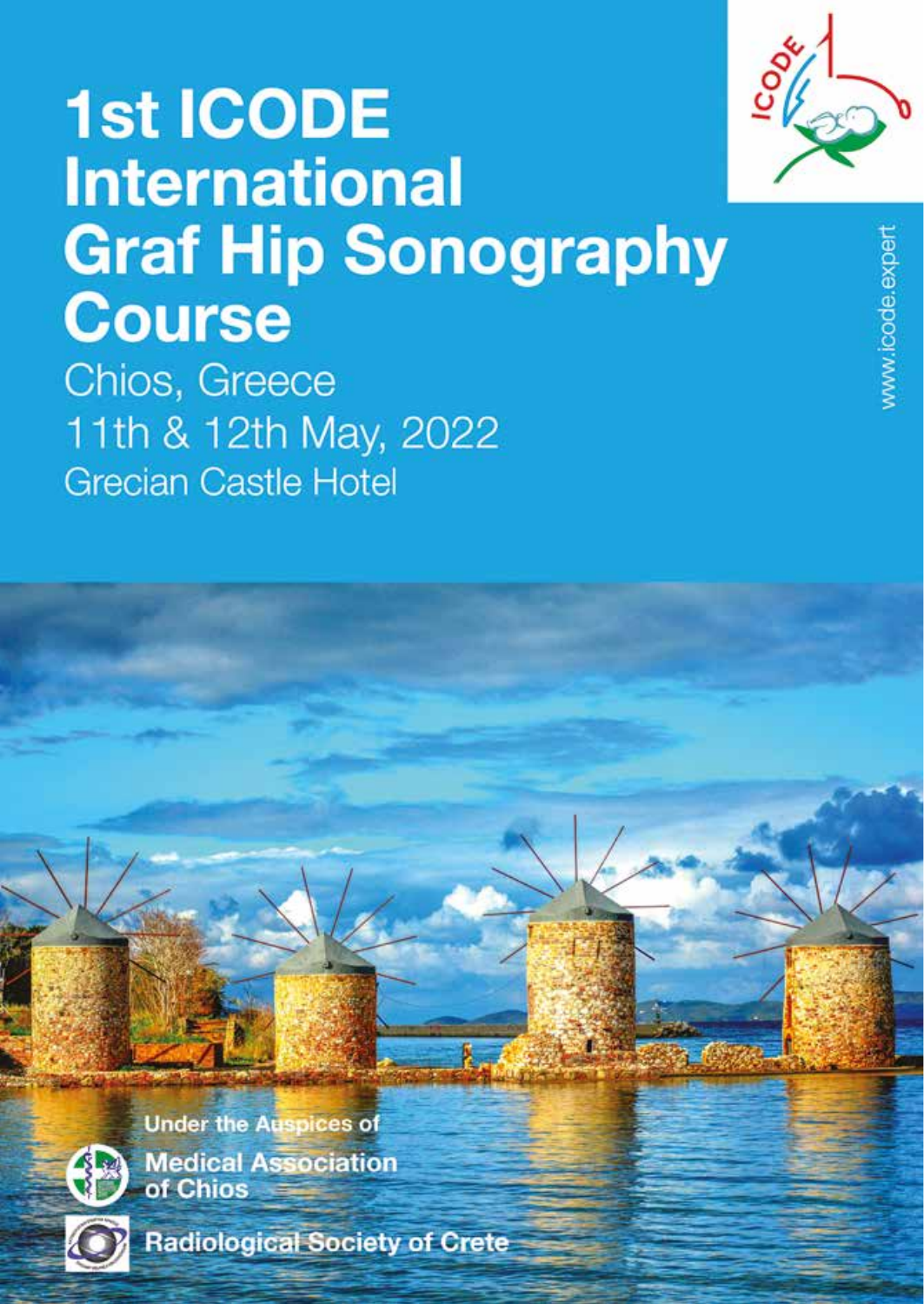# 1st ICODE International Graf Hip Sonography Course

Chios, Greece

11th & 12th May, 2022

Grecian Castle Hotel

www.icode.expert

Under the Auspices of

Medical Association of Chios

Radiological Society of Crete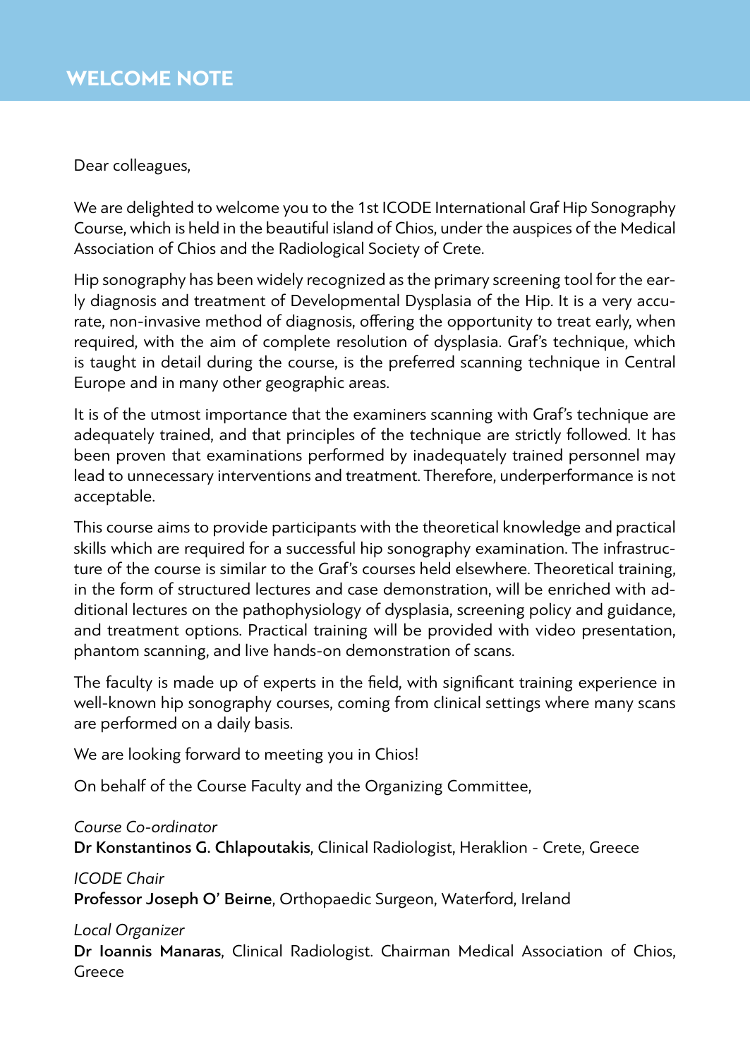# WELCOME NOTE

Dear colleagues,

We are delighted to welcome you to the 1st ICODE International Graf Hip Sonography Course, which is held in the beautiful island of Chios, under the auspices of the Medical Association of Chios and the Radiological Society of Crete.

Hip sonography has been widely recognized as the primary screening tool for the early diagnosis and treatment of Developmental Dysplasia of the Hip. It is a very accurate, non-invasive method of diagnosis, offering the opportunity to treat early, when required, with the aim of complete resolution of dysplasia. Graf's technique, which is taught in detail during the course, is the preferred scanning technique in Central Europe and in many other geographic areas.

It is of the utmost importance that the examiners scanning with Graf's technique are adequately trained, and that principles of the technique are strictly followed. It has been proven that examinations performed by inadequately trained personnel may lead to unnecessary interventions and treatment. Therefore, underperformance is not acceptable.

This course aims to provide participants with the theoretical knowledge and practical skills which are required for a successful hip sonography examination. The infrastructure of the course is similar to the Graf's courses held elsewhere. Theoretical training, in the form of structured lectures and case demonstration, will be enriched with additional lectures on the pathophysiology of dysplasia, screening policy and guidance, and treatment options. Practical training will be provided with video presentation, phantom scanning, and live hands-on demonstration of scans.

The faculty is made up of experts in the field, with significant training experience in well-known hip sonography courses, coming from clinical settings where many scans are performed on a daily basis.

We are looking forward to meeting you in Chios!

On behalf of the Course Faculty and the Organizing Committee,

*Course Co-ordinator*
**Dr Konstantinos G. Chlapoutakis**, Clinical Radiologist, Heraklion - Crete, Greece

*ICODE Chair*
**Professor Joseph O' Beirne**, Orthopaedic Surgeon, Waterford, Ireland

*Local Organizer*
**Dr Ioannis Manaras**, Clinical Radiologist. Chairman Medical Association of Chios, Greece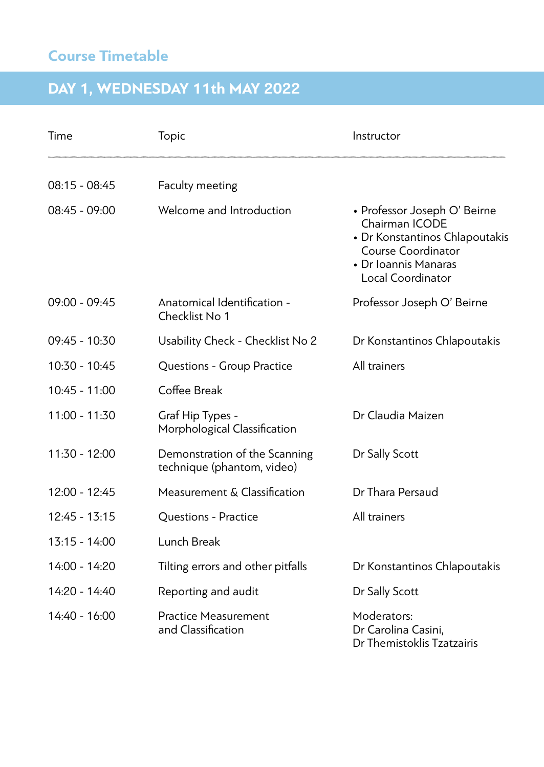## Course Timetable

### DAY 1, WEDNESDAY 11th MAY 2022

| Time | Topic | Instructor |
|---|---|---|
| 08:15 - 08:45 | Faculty meeting | |
| 08:45 - 09:00 | Welcome and Introduction | • Professor Joseph O' Beirne Chairman ICODE<br>• Dr Konstantinos Chlapoutakis Course Coordinator<br>• Dr Ioannis Manaras Local Coordinator |
| 09:00 - 09:45 | Anatomical Identification - Checklist No 1 | Professor Joseph O' Beirne |
| 09:45 - 10:30 | Usability Check - Checklist No 2 | Dr Konstantinos Chlapoutakis |
| 10:30 - 10:45 | Questions - Group Practice | All trainers |
| 10:45 - 11:00 | Coffee Break | |
| 11:00 - 11:30 | Graf Hip Types - Morphological Classification | Dr Claudia Maizen |
| 11:30 - 12:00 | Demonstration of the Scanning technique (phantom, video) | Dr Sally Scott |
| 12:00 - 12:45 | Measurement & Classification | Dr Thara Persaud |
| 12:45 - 13:15 | Questions - Practice | All trainers |
| 13:15 - 14:00 | Lunch Break | |
| 14:00 - 14:20 | Tilting errors and other pitfalls | Dr Konstantinos Chlapoutakis |
| 14:20 - 14:40 | Reporting and audit | Dr Sally Scott |
| 14:40 - 16:00 | Practice Measurement and Classification | Moderators:<br>Dr Carolina Casini,<br>Dr Themistoklis Tzatzairis |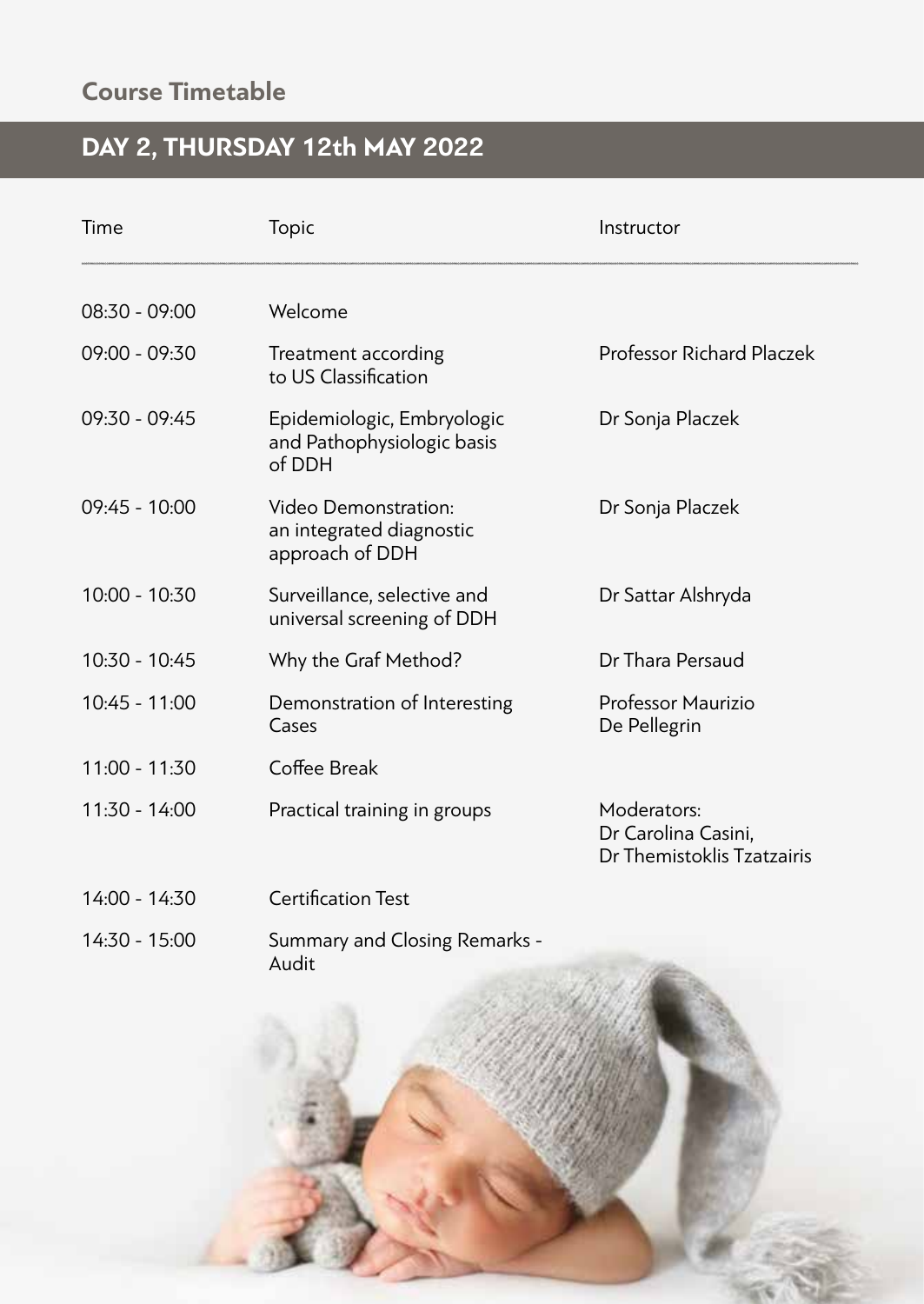## Course Timetable

# DAY 2, THURSDAY 12th MAY 2022

| Time | Topic | Instructor |
|---|---|---|
| 08:30 - 09:00 | Welcome | |
| 09:00 - 09:30 | Treatment according to US Classification | Professor Richard Placzek |
| 09:30 - 09:45 | Epidemiologic, Embryologic and Pathophysiologic basis of DDH | Dr Sonja Placzek |
| 09:45 - 10:00 | Video Demonstration: an integrated diagnostic approach of DDH | Dr Sonja Placzek |
| 10:00 - 10:30 | Surveillance, selective and universal screening of DDH | Dr Sattar Alshryda |
| 10:30 - 10:45 | Why the Graf Method? | Dr Thara Persaud |
| 10:45 - 11:00 | Demonstration of Interesting Cases | Professor Maurizio De Pellegrin |
| 11:00 - 11:30 | Coffee Break | |
| 11:30 - 14:00 | Practical training in groups | Moderators: Dr Carolina Casini, Dr Themistoklis Tzatzairis |
| 14:00 - 14:30 | Certification Test | |
| 14:30 - 15:00 | Summary and Closing Remarks - Audit | |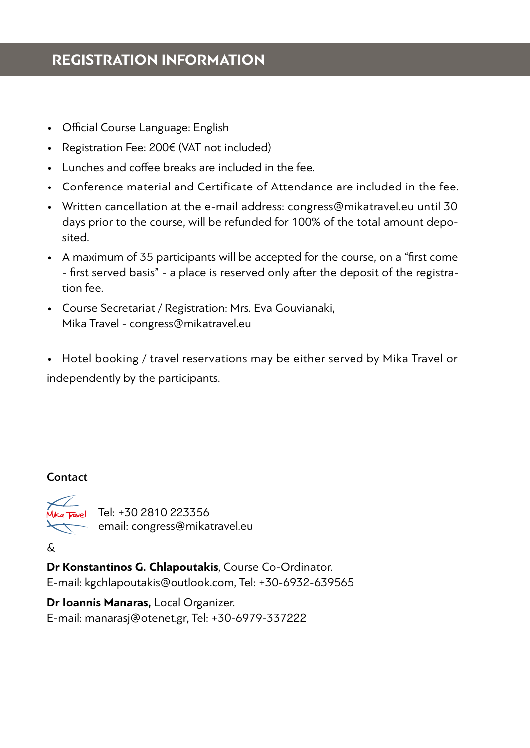# REGISTRATION INFORMATION

- Official Course Language: English
- Registration Fee: 200€ (VAT not included)
- Lunches and coffee breaks are included in the fee.
- Conference material and Certificate of Attendance are included in the fee.
- Written cancellation at the e-mail address: congress@mikatravel.eu until 30 days prior to the course, will be refunded for 100% of the total amount deposited.
- A maximum of 35 participants will be accepted for the course, on a "first come - first served basis" - a place is reserved only after the deposit of the registration fee.
- Course Secretariat / Registration: Mrs. Eva Gouvianaki,
  Mika Travel - congress@mikatravel.eu

- Hotel booking / travel reservations may be either served by Mika Travel or independently by the participants.

**Contact**

Mika Travel
Tel: +30 2810 223356
email: congress@mikatravel.eu

&

**Dr Konstantinos G. Chlapoutakis**, Course Co-Ordinator.
E-mail: kgchlapoutakis@outlook.com, Tel: +30-6932-639565

**Dr Ioannis Manaras,** Local Organizer.
E-mail: manarasj@otenet.gr, Tel: +30-6979-337222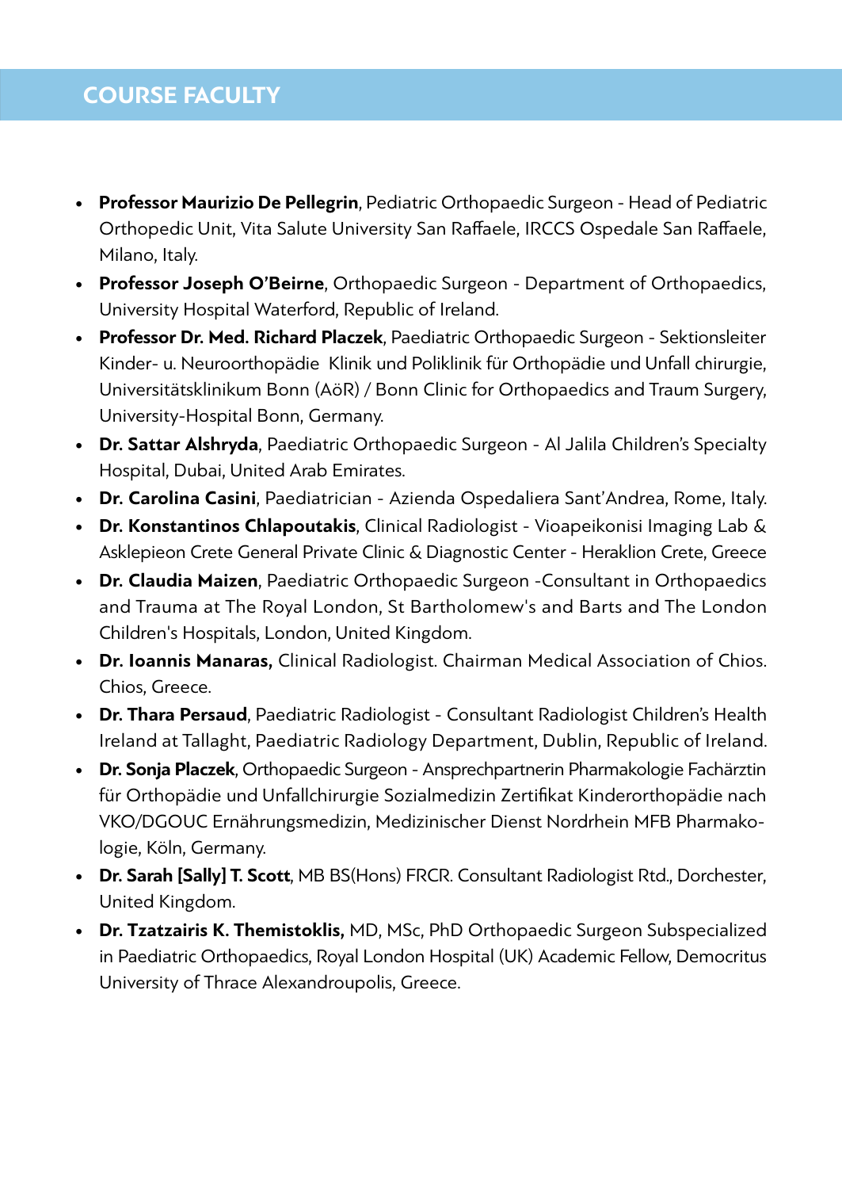## COURSE FACULTY

- **Professor Maurizio De Pellegrin**, Pediatric Orthopaedic Surgeon - Head of Pediatric Orthopedic Unit, Vita Salute University San Raffaele, IRCCS Ospedale San Raffaele, Milano, Italy.
- **Professor Joseph O'Beirne**, Orthopaedic Surgeon - Department of Orthopaedics, University Hospital Waterford, Republic of Ireland.
- **Professor Dr. Med. Richard Placzek**, Paediatric Orthopaedic Surgeon - Sektionsleiter Kinder- u. Neuroorthopädie Klinik und Poliklinik für Orthopädie und Unfall chirurgie, Universitätsklinikum Bonn (AöR) / Bonn Clinic for Orthopaedics and Traum Surgery, University-Hospital Bonn, Germany.
- **Dr. Sattar Alshryda**, Paediatric Orthopaedic Surgeon - Al Jalila Children's Specialty Hospital, Dubai, United Arab Emirates.
- **Dr. Carolina Casini**, Paediatrician - Azienda Ospedaliera Sant'Andrea, Rome, Italy.
- **Dr. Konstantinos Chlapoutakis**, Clinical Radiologist - Vioapeikonisi Imaging Lab & Asklepieon Crete General Private Clinic & Diagnostic Center - Heraklion Crete, Greece
- **Dr. Claudia Maizen**, Paediatric Orthopaedic Surgeon -Consultant in Orthopaedics and Trauma at The Royal London, St Bartholomew's and Barts and The London Children's Hospitals, London, United Kingdom.
- **Dr. Ioannis Manaras,** Clinical Radiologist. Chairman Medical Association of Chios. Chios, Greece.
- **Dr. Thara Persaud**, Paediatric Radiologist - Consultant Radiologist Children's Health Ireland at Tallaght, Paediatric Radiology Department, Dublin, Republic of Ireland.
- **Dr. Sonja Placzek**, Orthopaedic Surgeon - Ansprechpartnerin Pharmakologie Fachärztin für Orthopädie und Unfallchirurgie Sozialmedizin Zertifikat Kinderorthopädie nach VKO/DGOUC Ernährungsmedizin, Medizinischer Dienst Nordrhein MFB Pharmakologie, Köln, Germany.
- **Dr. Sarah [Sally] T. Scott**, MB BS(Hons) FRCR. Consultant Radiologist Rtd., Dorchester, United Kingdom.
- **Dr. Tzatzairis K. Themistoklis,** MD, MSc, PhD Orthopaedic Surgeon Subspecialized in Paediatric Orthopaedics, Royal London Hospital (UK) Academic Fellow, Democritus University of Thrace Alexandroupolis, Greece.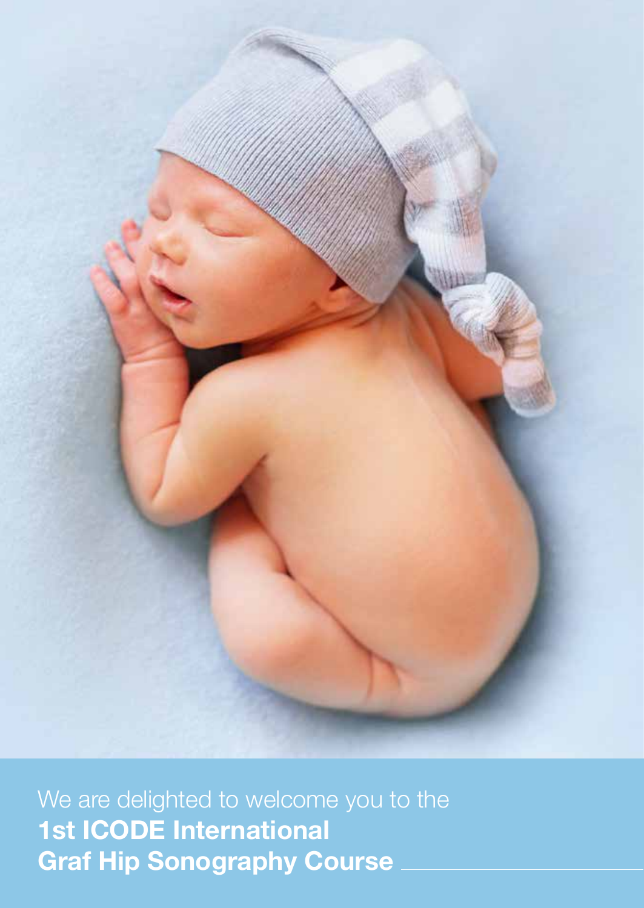We are delighted to welcome you to the
**1st ICODE International**
**Graf Hip Sonography Course**